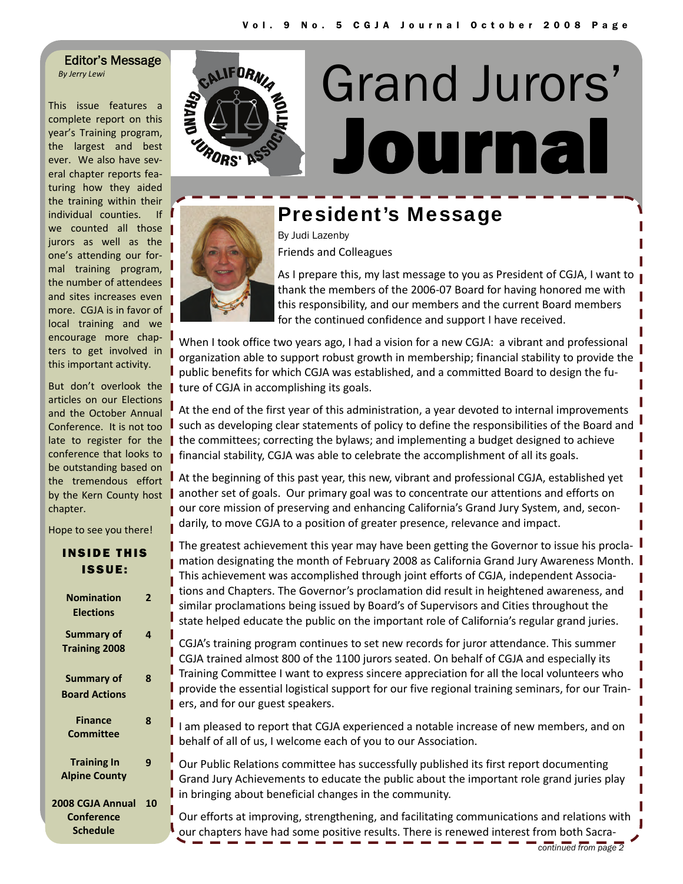# Grand Jurors' Journal

## Editor's Message

*By Jerry Lewi*

This issue features a complete report on this year's Training program, the largest and best ever. We also have several chapter reports featuring how they aided the training within their individual counties. If we counted all those jurors as well as the one's attending our formal training program, the number of attendees and sites increases even more. CGJA is in favor of local training and we encourage more chapters to get involved in this important activity.

But don't overlook the articles on our Elections and the October Annual Conference. It is not too late to register for the conference that looks to be outstanding based on the tremendous effort by the Kern County host chapter.

Hope to see you there!

### INSIDE THIS ISSUE:

| | |
|---|---|
| **Nomination Elections** | **2** |
| **Summary of Training 2008** | **4** |
| **Summary of Board Actions** | **8** |
| **Finance Committee** | **8** |
| **Training In Alpine County** | **9** |
| **2008 CGJA Annual Conference Schedule** | **10** |

## President's Message

By Judi Lazenby

Friends and Colleagues

As I prepare this, my last message to you as President of CGJA, I want to thank the members of the 2006-07 Board for having honored me with this responsibility, and our members and the current Board members for the continued confidence and support I have received.

When I took office two years ago, I had a vision for a new CGJA: a vibrant and professional organization able to support robust growth in membership; financial stability to provide the public benefits for which CGJA was established, and a committed Board to design the future of CGJA in accomplishing its goals.

At the end of the first year of this administration, a year devoted to internal improvements such as developing clear statements of policy to define the responsibilities of the Board and the committees; correcting the bylaws; and implementing a budget designed to achieve financial stability, CGJA was able to celebrate the accomplishment of all its goals.

At the beginning of this past year, this new, vibrant and professional CGJA, established yet another set of goals. Our primary goal was to concentrate our attentions and efforts on our core mission of preserving and enhancing California's Grand Jury System, and, secondarily, to move CGJA to a position of greater presence, relevance and impact.

The greatest achievement this year may have been getting the Governor to issue his proclamation designating the month of February 2008 as California Grand Jury Awareness Month. This achievement was accomplished through joint efforts of CGJA, independent Associations and Chapters. The Governor's proclamation did result in heightened awareness, and similar proclamations being issued by Board's of Supervisors and Cities throughout the state helped educate the public on the important role of California's regular grand juries.

CGJA's training program continues to set new records for juror attendance. This summer CGJA trained almost 800 of the 1100 jurors seated. On behalf of CGJA and especially its Training Committee I want to express sincere appreciation for all the local volunteers who provide the essential logistical support for our five regional training seminars, for our Trainers, and for our guest speakers.

I am pleased to report that CGJA experienced a notable increase of new members, and on behalf of all of us, I welcome each of you to our Association.

Our Public Relations committee has successfully published its first report documenting Grand Jury Achievements to educate the public about the important role grand juries play in bringing about beneficial changes in the community.

Our efforts at improving, strengthening, and facilitating communications and relations with our chapters have had some positive results. There is renewed interest from both Sacra-

*continued from page 2*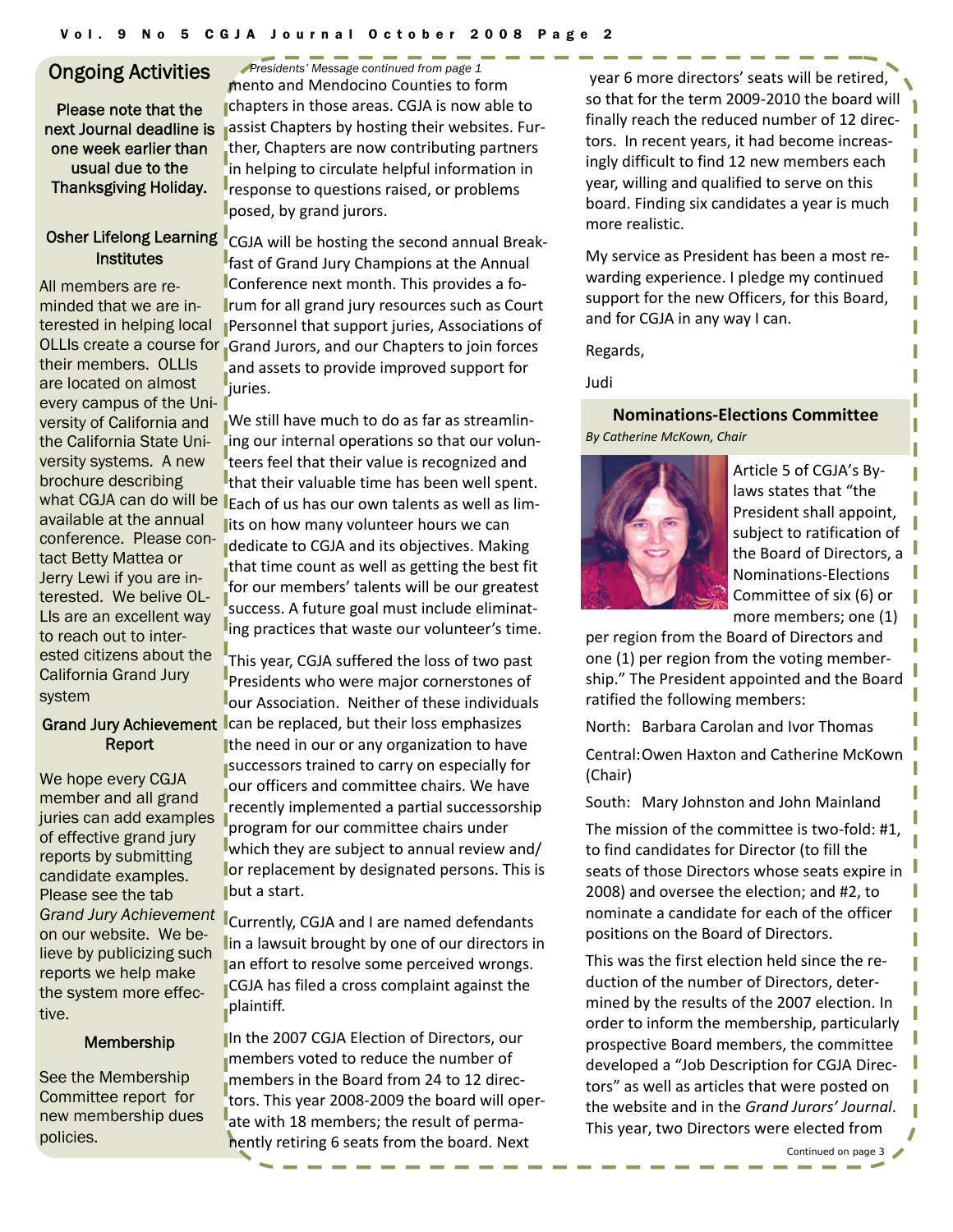## Ongoing Activities

Please note that the next Journal deadline is one week earlier than usual due to the Thanksgiving Holiday.

### Osher Lifelong Learning Institutes

All members are reminded that we are interested in helping local OLLIs create a course for their members. OLLIs are located on almost every campus of the University of California and the California State University systems. A new brochure describing what CGJA can do will be available at the annual conference. Please contact Betty Mattea or Jerry Lewi if you are interested. We belive OLLIs are an excellent way to reach out to interested citizens about the California Grand Jury system

### Grand Jury Achievement Report

We hope every CGJA member and all grand juries can add examples of effective grand jury reports by submitting candidate examples. Please see the tab *Grand Jury Achievement* on our website. We believe by publicizing such reports we help make the system more effective.

### Membership

See the Membership Committee report for new membership dues policies.

*Presidents' Message continued from page 1*

mento and Mendocino Counties to form chapters in those areas. CGJA is now able to assist Chapters by hosting their websites. Further, Chapters are now contributing partners in helping to circulate helpful information in response to questions raised, or problems posed, by grand jurors.

CGJA will be hosting the second annual Breakfast of Grand Jury Champions at the Annual Conference next month. This provides a forum for all grand jury resources such as Court Personnel that support juries, Associations of Grand Jurors, and our Chapters to join forces and assets to provide improved support for juries.

We still have much to do as far as streamlining our internal operations so that our volunteers feel that their value is recognized and that their valuable time has been well spent. Each of us has our own talents as well as limits on how many volunteer hours we can dedicate to CGJA and its objectives. Making that time count as well as getting the best fit for our members' talents will be our greatest success. A future goal must include eliminating practices that waste our volunteer's time.

This year, CGJA suffered the loss of two past Presidents who were major cornerstones of our Association. Neither of these individuals can be replaced, but their loss emphasizes the need in our or any organization to have successors trained to carry on especially for our officers and committee chairs. We have recently implemented a partial successorship program for our committee chairs under which they are subject to annual review and/or replacement by designated persons. This is but a start.

Currently, CGJA and I are named defendants in a lawsuit brought by one of our directors in an effort to resolve some perceived wrongs. CGJA has filed a cross complaint against the plaintiff.

In the 2007 CGJA Election of Directors, our members voted to reduce the number of members in the Board from 24 to 12 directors. This year 2008-2009 the board will operate with 18 members; the result of permanently retiring 6 seats from the board. Next year 6 more directors' seats will be retired, so that for the term 2009-2010 the board will finally reach the reduced number of 12 directors. In recent years, it had become increasingly difficult to find 12 new members each year, willing and qualified to serve on this board. Finding six candidates a year is much more realistic.

My service as President has been a most rewarding experience. I pledge my continued support for the new Officers, for this Board, and for CGJA in any way I can.

Regards,

Judi

### Nominations-Elections Committee

*By Catherine McKown, Chair*

Article 5 of CGJA's Bylaws states that "the President shall appoint, subject to ratification of the Board of Directors, a Nominations-Elections Committee of six (6) or more members; one (1) per region from the Board of Directors and one (1) per region from the voting membership." The President appointed and the Board ratified the following members:

North: Barbara Carolan and Ivor Thomas

Central: Owen Haxton and Catherine McKown (Chair)

South: Mary Johnston and John Mainland

The mission of the committee is two-fold: #1, to find candidates for Director (to fill the seats of those Directors whose seats expire in 2008) and oversee the election; and #2, to nominate a candidate for each of the officer positions on the Board of Directors.

This was the first election held since the reduction of the number of Directors, determined by the results of the 2007 election. In order to inform the membership, particularly prospective Board members, the committee developed a "Job Description for CGJA Directors" as well as articles that were posted on the website and in the *Grand Jurors' Journal*. This year, two Directors were elected from

Continued on page 3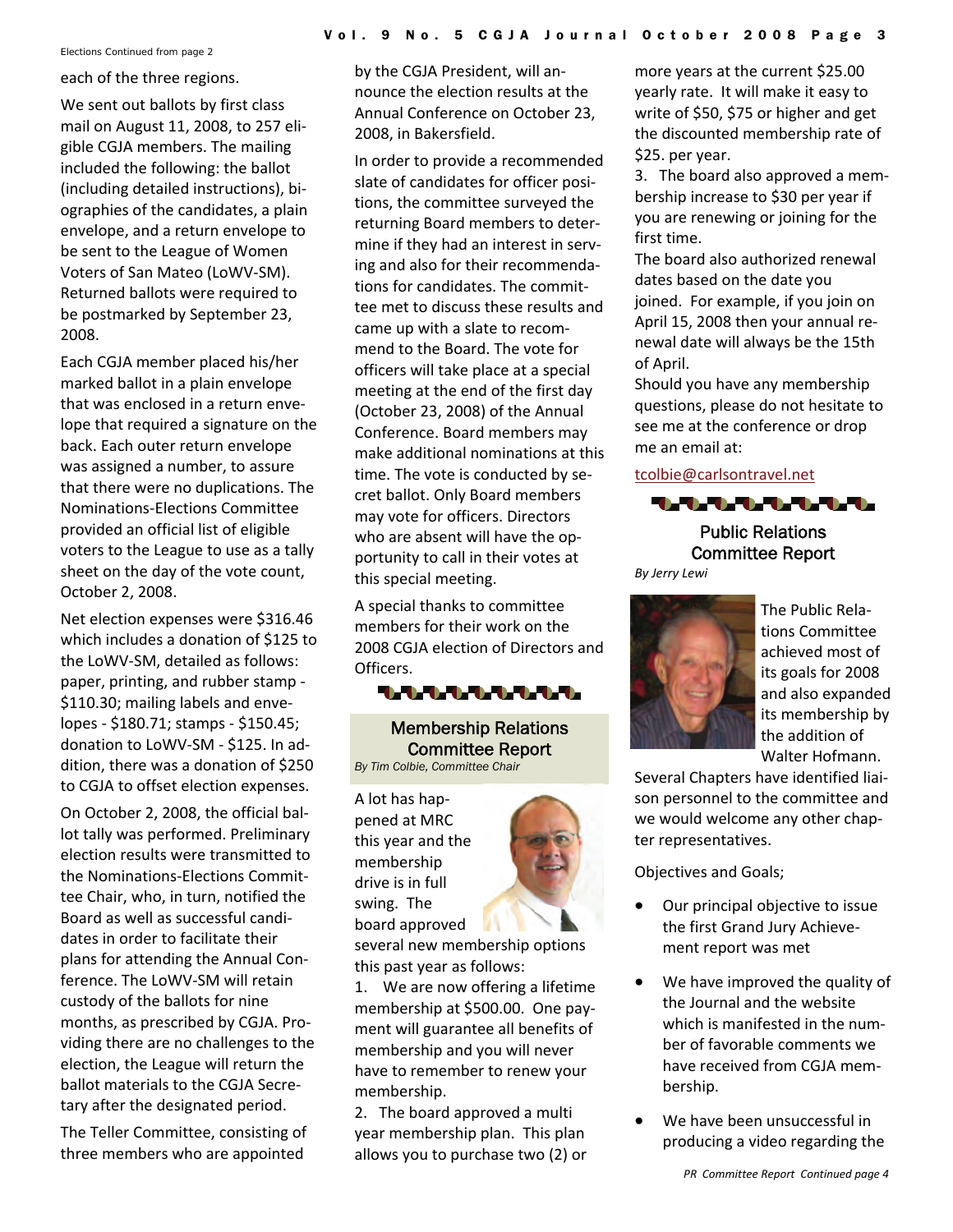Elections Continued from page 2

each of the three regions.

We sent out ballots by first class mail on August 11, 2008, to 257 eligible CGJA members. The mailing included the following: the ballot (including detailed instructions), biographies of the candidates, a plain envelope, and a return envelope to be sent to the League of Women Voters of San Mateo (LoWV-SM). Returned ballots were required to be postmarked by September 23, 2008.

Each CGJA member placed his/her marked ballot in a plain envelope that was enclosed in a return envelope that required a signature on the back. Each outer return envelope was assigned a number, to assure that there were no duplications. The Nominations-Elections Committee provided an official list of eligible voters to the League to use as a tally sheet on the day of the vote count, October 2, 2008.

Net election expenses were $316.46 which includes a donation of $125 to the LoWV-SM, detailed as follows: paper, printing, and rubber stamp - $110.30; mailing labels and envelopes - $180.71; stamps - $150.45; donation to LoWV-SM - $125. In addition, there was a donation of $250 to CGJA to offset election expenses.

On October 2, 2008, the official ballot tally was performed. Preliminary election results were transmitted to the Nominations-Elections Committee Chair, who, in turn, notified the Board as well as successful candidates in order to facilitate their plans for attending the Annual Conference. The LoWV-SM will retain custody of the ballots for nine months, as prescribed by CGJA. Providing there are no challenges to the election, the League will return the ballot materials to the CGJA Secretary after the designated period.

The Teller Committee, consisting of three members who are appointed by the CGJA President, will announce the election results at the Annual Conference on October 23, 2008, in Bakersfield.

In order to provide a recommended slate of candidates for officer positions, the committee surveyed the returning Board members to determine if they had an interest in serving and also for their recommendations for candidates. The committee met to discuss these results and came up with a slate to recommend to the Board. The vote for officers will take place at a special meeting at the end of the first day (October 23, 2008) of the Annual Conference. Board members may make additional nominations at this time. The vote is conducted by secret ballot. Only Board members may vote for officers. Directors who are absent will have the opportunity to call in their votes at this special meeting.

A special thanks to committee members for their work on the 2008 CGJA election of Directors and Officers.

## Membership Relations Committee Report

*By Tim Colbie, Committee Chair*

A lot has happened at MRC this year and the membership drive is in full swing. The board approved several new membership options this past year as follows:

1. We are now offering a lifetime membership at $500.00. One payment will guarantee all benefits of membership and you will never have to remember to renew your membership.
2. The board approved a multi year membership plan. This plan allows you to purchase two (2) or more years at the current $25.00 yearly rate. It will make it easy to write of $50, $75 or higher and get the discounted membership rate of $25. per year.
3. The board also approved a membership increase to $30 per year if you are renewing or joining for the first time.

The board also authorized renewal dates based on the date you joined. For example, if you join on April 15, 2008 then your annual renewal date will always be the 15th of April.

Should you have any membership questions, please do not hesitate to see me at the conference or drop me an email at:

tcolbie@carlsontravel.net

## Public Relations Committee Report

*By Jerry Lewi*

The Public Relations Committee achieved most of its goals for 2008 and also expanded its membership by the addition of Walter Hofmann.

Several Chapters have identified liaison personnel to the committee and we would welcome any other chapter representatives.

Objectives and Goals;

- Our principal objective to issue the first Grand Jury Achievement report was met
- We have improved the quality of the Journal and the website which is manifested in the number of favorable comments we have received from CGJA membership.
- We have been unsuccessful in producing a video regarding the

*PR Committee Report Continued page 4*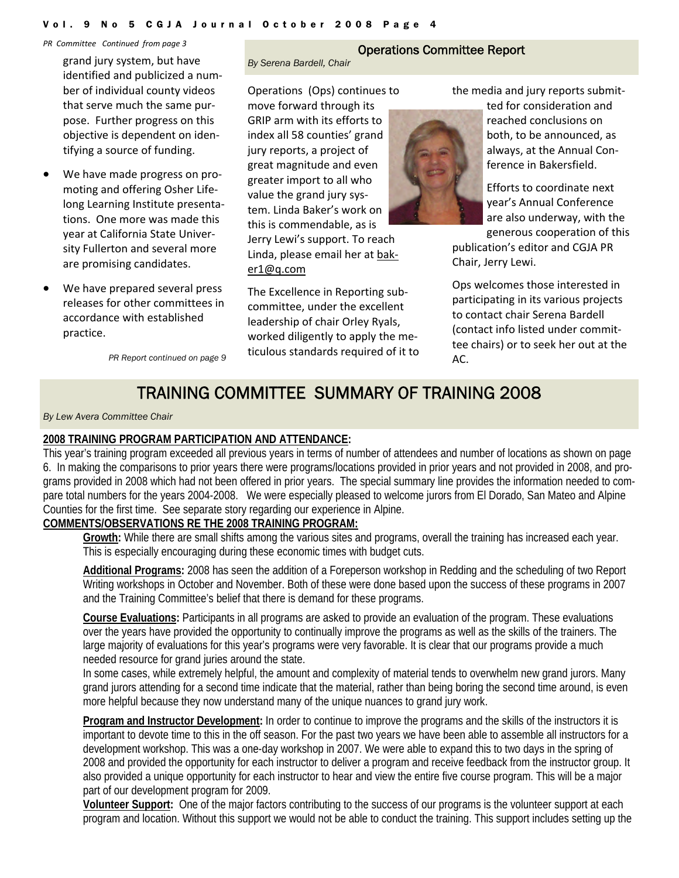*PR Committee Continued from page 3*

grand jury system, but have identified and publicized a number of individual county videos that serve much the same purpose. Further progress on this objective is dependent on identifying a source of funding.

- We have made progress on promoting and offering Osher Lifelong Learning Institute presentations. One more was made this year at California State University Fullerton and several more are promising candidates.
- We have prepared several press releases for other committees in accordance with established practice.

*PR Report continued on page 9*

## Operations Committee Report

*By Serena Bardell, Chair*

Operations (Ops) continues to move forward through its GRIP arm with its efforts to index all 58 counties' grand jury reports, a project of great magnitude and even greater import to all who value the grand jury system. Linda Baker's work on this is commendable, as is Jerry Lewi's support. To reach Linda, please email her at baker1@q.com

The Excellence in Reporting subcommittee, under the excellent leadership of chair Orley Ryals, worked diligently to apply the meticulous standards required of it to the media and jury reports submitted for consideration and reached conclusions on both, to be announced, as always, at the Annual Conference in Bakersfield.

Efforts to coordinate next year's Annual Conference are also underway, with the generous cooperation of this publication's editor and CGJA PR Chair, Jerry Lewi.

Ops welcomes those interested in participating in its various projects to contact chair Serena Bardell (contact info listed under committee chairs) or to seek her out at the AC.

## TRAINING COMMITTEE SUMMARY OF TRAINING 2008

*By Lew Avera Committee Chair*

**2008 TRAINING PROGRAM PARTICIPATION AND ATTENDANCE:**

This year's training program exceeded all previous years in terms of number of attendees and number of locations as shown on page 6. In making the comparisons to prior years there were programs/locations provided in prior years and not provided in 2008, and programs provided in 2008 which had not been offered in prior years. The special summary line provides the information needed to compare total numbers for the years 2004-2008. We were especially pleased to welcome jurors from El Dorado, San Mateo and Alpine Counties for the first time. See separate story regarding our experience in Alpine.

**COMMENTS/OBSERVATIONS RE THE 2008 TRAINING PROGRAM:**

**Growth:** While there are small shifts among the various sites and programs, overall the training has increased each year. This is especially encouraging during these economic times with budget cuts.

**Additional Programs:** 2008 has seen the addition of a Foreperson workshop in Redding and the scheduling of two Report Writing workshops in October and November. Both of these were done based upon the success of these programs in 2007 and the Training Committee's belief that there is demand for these programs.

**Course Evaluations:** Participants in all programs are asked to provide an evaluation of the program. These evaluations over the years have provided the opportunity to continually improve the programs as well as the skills of the trainers. The large majority of evaluations for this year's programs were very favorable. It is clear that our programs provide a much needed resource for grand juries around the state.

In some cases, while extremely helpful, the amount and complexity of material tends to overwhelm new grand jurors. Many grand jurors attending for a second time indicate that the material, rather than being boring the second time around, is even more helpful because they now understand many of the unique nuances to grand jury work.

**Program and Instructor Development:** In order to continue to improve the programs and the skills of the instructors it is important to devote time to this in the off season. For the past two years we have been able to assemble all instructors for a development workshop. This was a one-day workshop in 2007. We were able to expand this to two days in the spring of 2008 and provided the opportunity for each instructor to deliver a program and receive feedback from the instructor group. It also provided a unique opportunity for each instructor to hear and view the entire five course program. This will be a major part of our development program for 2009.

**Volunteer Support:** One of the major factors contributing to the success of our programs is the volunteer support at each program and location. Without this support we would not be able to conduct the training. This support includes setting up the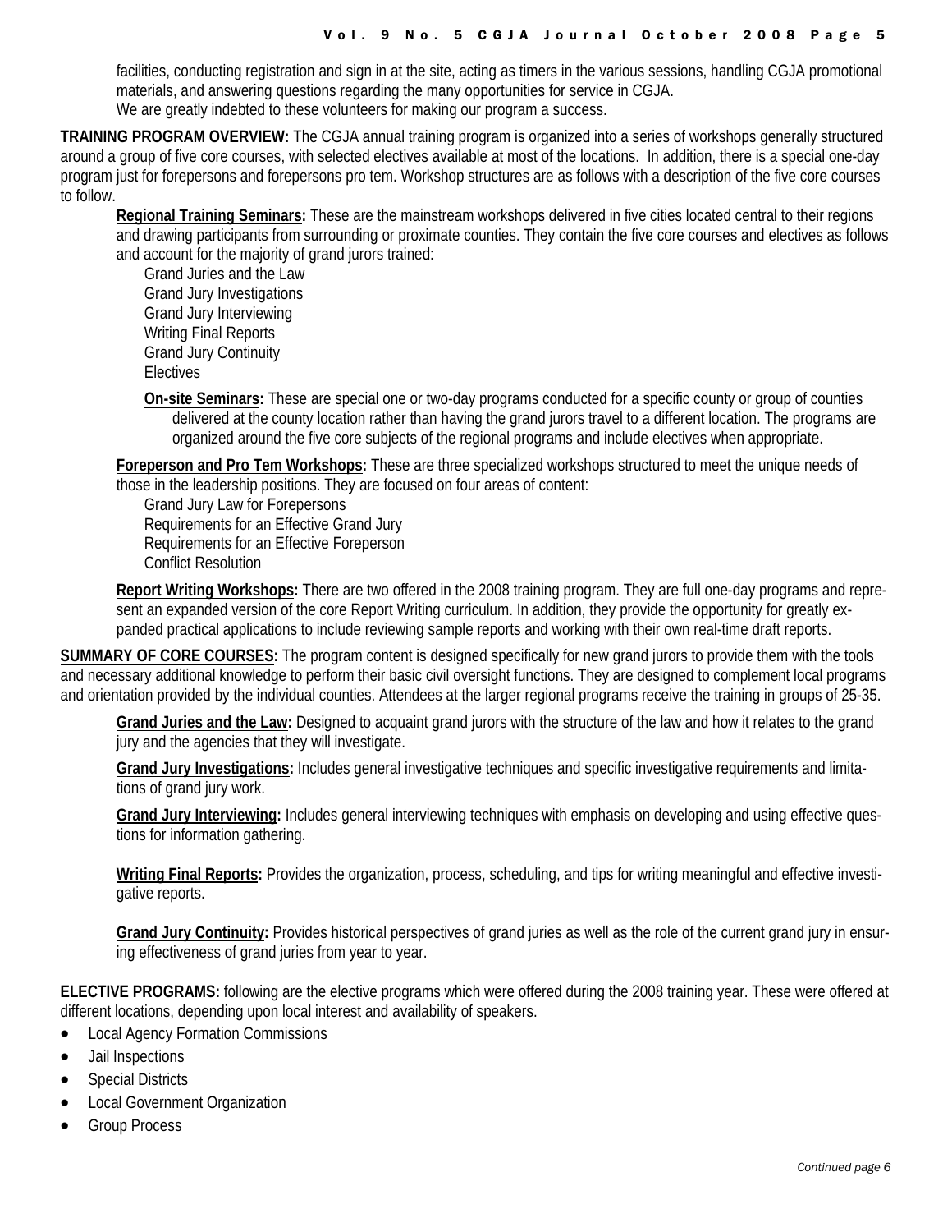facilities, conducting registration and sign in at the site, acting as timers in the various sessions, handling CGJA promotional materials, and answering questions regarding the many opportunities for service in CGJA.

We are greatly indebted to these volunteers for making our program a success.

**TRAINING PROGRAM OVERVIEW:** The CGJA annual training program is organized into a series of workshops generally structured around a group of five core courses, with selected electives available at most of the locations. In addition, there is a special one-day program just for forepersons and forepersons pro tem. Workshop structures are as follows with a description of the five core courses to follow.

**Regional Training Seminars:** These are the mainstream workshops delivered in five cities located central to their regions and drawing participants from surrounding or proximate counties. They contain the five core courses and electives as follows and account for the majority of grand jurors trained:

Grand Juries and the Law
Grand Jury Investigations
Grand Jury Interviewing
Writing Final Reports
Grand Jury Continuity
Electives

**On-site Seminars:** These are special one or two-day programs conducted for a specific county or group of counties delivered at the county location rather than having the grand jurors travel to a different location. The programs are organized around the five core subjects of the regional programs and include electives when appropriate.

**Foreperson and Pro Tem Workshops:** These are three specialized workshops structured to meet the unique needs of those in the leadership positions. They are focused on four areas of content:

Grand Jury Law for Forepersons
Requirements for an Effective Grand Jury
Requirements for an Effective Foreperson
Conflict Resolution

**Report Writing Workshops:** There are two offered in the 2008 training program. They are full one-day programs and represent an expanded version of the core Report Writing curriculum. In addition, they provide the opportunity for greatly expanded practical applications to include reviewing sample reports and working with their own real-time draft reports.

**SUMMARY OF CORE COURSES:** The program content is designed specifically for new grand jurors to provide them with the tools and necessary additional knowledge to perform their basic civil oversight functions. They are designed to complement local programs and orientation provided by the individual counties. Attendees at the larger regional programs receive the training in groups of 25-35.

**Grand Juries and the Law:** Designed to acquaint grand jurors with the structure of the law and how it relates to the grand jury and the agencies that they will investigate.

**Grand Jury Investigations:** Includes general investigative techniques and specific investigative requirements and limitations of grand jury work.

**Grand Jury Interviewing:** Includes general interviewing techniques with emphasis on developing and using effective questions for information gathering.

**Writing Final Reports:** Provides the organization, process, scheduling, and tips for writing meaningful and effective investigative reports.

**Grand Jury Continuity:** Provides historical perspectives of grand juries as well as the role of the current grand jury in ensuring effectiveness of grand juries from year to year.

**ELECTIVE PROGRAMS:** following are the elective programs which were offered during the 2008 training year. These were offered at different locations, depending upon local interest and availability of speakers.

- Local Agency Formation Commissions
- Jail Inspections
- Special Districts
- Local Government Organization
- Group Process

*Continued page 6*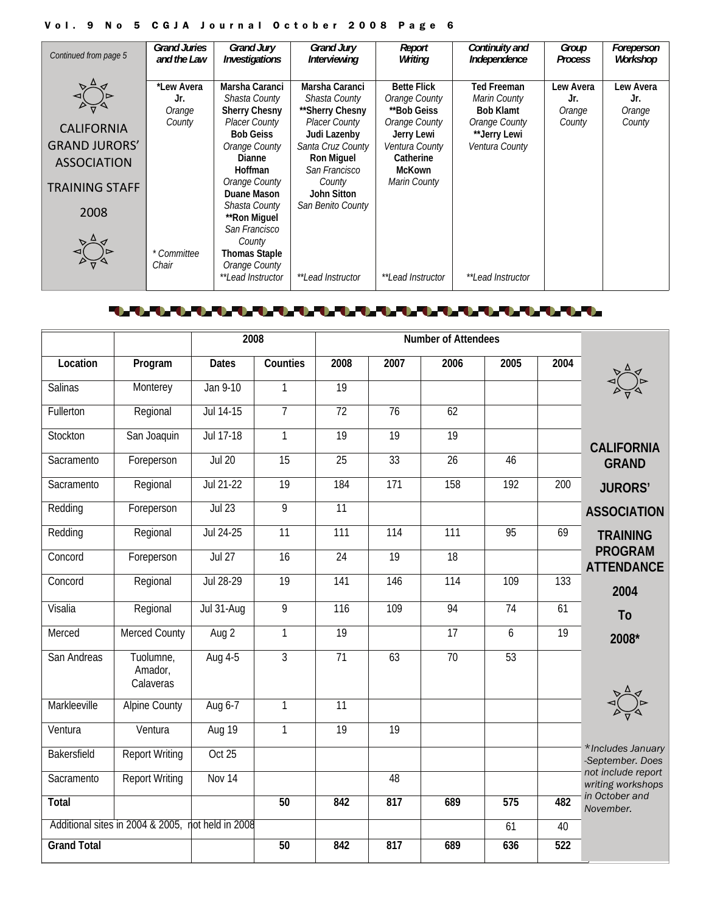| Continued from page 5 | Grand Juries and the Law | Grand Jury Investigations | Grand Jury Interviewing | Report Writing | Continuity and Independence | Group Process | Foreperson Workshop |
|---|---|---|---|---|---|---|---|
| CALIFORNIA GRAND JURORS' ASSOCIATION TRAINING STAFF 2008 | **\*Lew Avera Jr.** *Orange County* | **Marsha Caranci** *Shasta County* **Sherry Chesny** *Placer County* **Bob Geiss** *Orange County* **Dianne Hoffman** *Orange County* **Duane Mason** *Shasta County* **\*\*Ron Miguel** *San Francisco County* **Thomas Staple** *Orange County* | **Marsha Caranci** *Shasta County* **\*\*Sherry Chesny** *Placer County* **Judi Lazenby** *Santa Cruz County* **Ron Miguel** *San Francisco County* **John Sitton** *San Benito County* | **Bette Flick** *Orange County* **\*\*Bob Geiss** *Orange County* **Jerry Lewi** *Ventura County* **Catherine McKown** *Marin County* | **Ted Freeman** *Marin County* **Bob Klamt** *Orange County* **\*\*Jerry Lewi** *Ventura County* | **Lew Avera Jr.** *Orange County* | **Lew Avera Jr.** *Orange County* |
| | *\* Committee Chair* | *\*\*Lead Instructor* | *\*\*Lead Instructor* | *\*\*Lead Instructor* | *\*\*Lead Instructor* | | |

**CALIFORNIA GRAND JURORS' ASSOCIATION TRAINING PROGRAM ATTENDANCE 2004 To 2008\***

| | | 2008 | | Number of Attendees | | | | |
|---|---|---|---|---|---|---|---|---|
| **Location** | **Program** | **Dates** | **Counties** | **2008** | **2007** | **2006** | **2005** | **2004** |
| Salinas | Monterey | Jan 9-10 | 1 | 19 | | | | |
| Fullerton | Regional | Jul 14-15 | 7 | 72 | 76 | 62 | | |
| Stockton | San Joaquin | Jul 17-18 | 1 | 19 | 19 | 19 | | |
| Sacramento | Foreperson | Jul 20 | 15 | 25 | 33 | 26 | 46 | |
| Sacramento | Regional | Jul 21-22 | 19 | 184 | 171 | 158 | 192 | 200 |
| Redding | Foreperson | Jul 23 | 9 | 11 | | | | |
| Redding | Regional | Jul 24-25 | 11 | 111 | 114 | 111 | 95 | 69 |
| Concord | Foreperson | Jul 27 | 16 | 24 | 19 | 18 | | |
| Concord | Regional | Jul 28-29 | 19 | 141 | 146 | 114 | 109 | 133 |
| Visalia | Regional | Jul 31-Aug | 9 | 116 | 109 | 94 | 74 | 61 |
| Merced | Merced County | Aug 2 | 1 | 19 | | 17 | 6 | 19 |
| San Andreas | Tuolumne, Amador, Calaveras | Aug 4-5 | 3 | 71 | 63 | 70 | 53 | |
| Markleeville | Alpine County | Aug 6-7 | 1 | 11 | | | | |
| Ventura | Ventura | Aug 19 | 1 | 19 | 19 | | | |
| Bakersfield | Report Writing | Oct 25 | | | | | | |
| Sacramento | Report Writing | Nov 14 | | | 48 | | | |
| **Total** | | | **50** | **842** | **817** | **689** | **575** | **482** |
| Additional sites in 2004 & 2005, not held in 2008 | | | | | | | 61 | 40 |
| **Grand Total** | | | **50** | **842** | **817** | **689** | **636** | **522** |

*\*Includes January -September. Does not include report writing workshops in October and November.*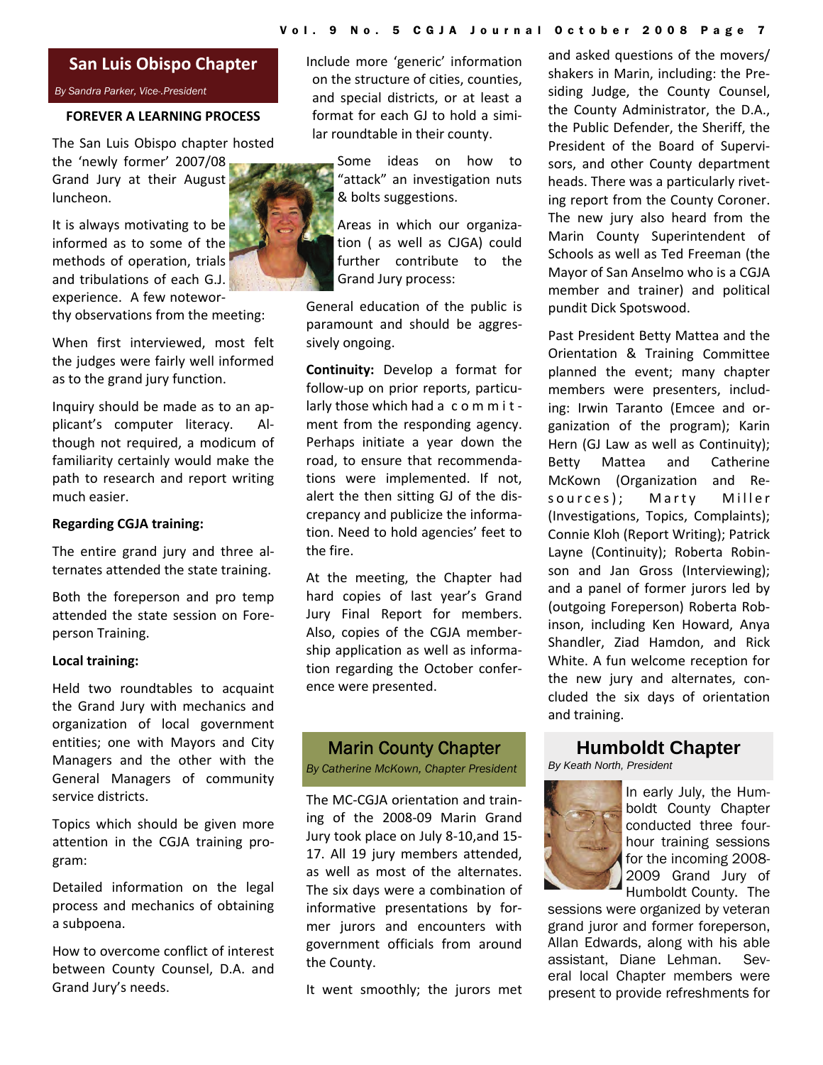## San Luis Obispo Chapter

*By Sandra Parker, Vice-.President*

**FOREVER A LEARNING PROCESS**

The San Luis Obispo chapter hosted the 'newly former' 2007/08 Grand Jury at their August luncheon.

It is always motivating to be informed as to some of the methods of operation, trials and tribulations of each G.J. experience. A few noteworthy observations from the meeting:

When first interviewed, most felt the judges were fairly well informed as to the grand jury function.

Inquiry should be made as to an applicant's computer literacy. Although not required, a modicum of familiarity certainly would make the path to research and report writing much easier.

**Regarding CGJA training:**

The entire grand jury and three alternates attended the state training.

Both the foreperson and pro temp attended the state session on Foreperson Training.

**Local training:**

Held two roundtables to acquaint the Grand Jury with mechanics and organization of local government entities; one with Mayors and City Managers and the other with the General Managers of community service districts.

Topics which should be given more attention in the CGJA training program:

Detailed information on the legal process and mechanics of obtaining a subpoena.

How to overcome conflict of interest between County Counsel, D.A. and Grand Jury's needs.

Include more 'generic' information on the structure of cities, counties, and special districts, or at least a format for each GJ to hold a similar roundtable in their county.

Some ideas on how to "attack" an investigation nuts & bolts suggestions.

Areas in which our organization ( as well as CJGA) could further contribute to the Grand Jury process:

General education of the public is paramount and should be aggressively ongoing.

**Continuity:** Develop a format for follow-up on prior reports, particularly those which had a commitment from the responding agency. Perhaps initiate a year down the road, to ensure that recommendations were implemented. If not, alert the then sitting GJ of the discrepancy and publicize the information. Need to hold agencies' feet to the fire.

At the meeting, the Chapter had hard copies of last year's Grand Jury Final Report for members. Also, copies of the CGJA membership application as well as information regarding the October conference were presented.

## Marin County Chapter

*By Catherine McKown, Chapter President*

The MC-CGJA orientation and training of the 2008-09 Marin Grand Jury took place on July 8-10,and 15-17. All 19 jury members attended, as well as most of the alternates. The six days were a combination of informative presentations by former jurors and encounters with government officials from around the County.

It went smoothly; the jurors met and asked questions of the movers/shakers in Marin, including: the Presiding Judge, the County Counsel, the County Administrator, the D.A., the Public Defender, the Sheriff, the President of the Board of Supervisors, and other County department heads. There was a particularly riveting report from the County Coroner. The new jury also heard from the Marin County Superintendent of Schools as well as Ted Freeman (the Mayor of San Anselmo who is a CGJA member and trainer) and political pundit Dick Spotswood.

Past President Betty Mattea and the Orientation & Training Committee planned the event; many chapter members were presenters, including: Irwin Taranto (Emcee and organization of the program); Karin Hern (GJ Law as well as Continuity); Betty Mattea and Catherine McKown (Organization and Resources); Marty Miller (Investigations, Topics, Complaints); Connie Kloh (Report Writing); Patrick Layne (Continuity); Roberta Robinson and Jan Gross (Interviewing); and a panel of former jurors led by (outgoing Foreperson) Roberta Robinson, including Ken Howard, Anya Shandler, Ziad Hamdon, and Rick White. A fun welcome reception for the new jury and alternates, concluded the six days of orientation and training.

## Humboldt Chapter

*By Keath North, President*

In early July, the Humboldt County Chapter conducted three four-hour training sessions for the incoming 2008-2009 Grand Jury of Humboldt County. The sessions were organized by veteran grand juror and former foreperson, Allan Edwards, along with his able assistant, Diane Lehman. Several local Chapter members were present to provide refreshments for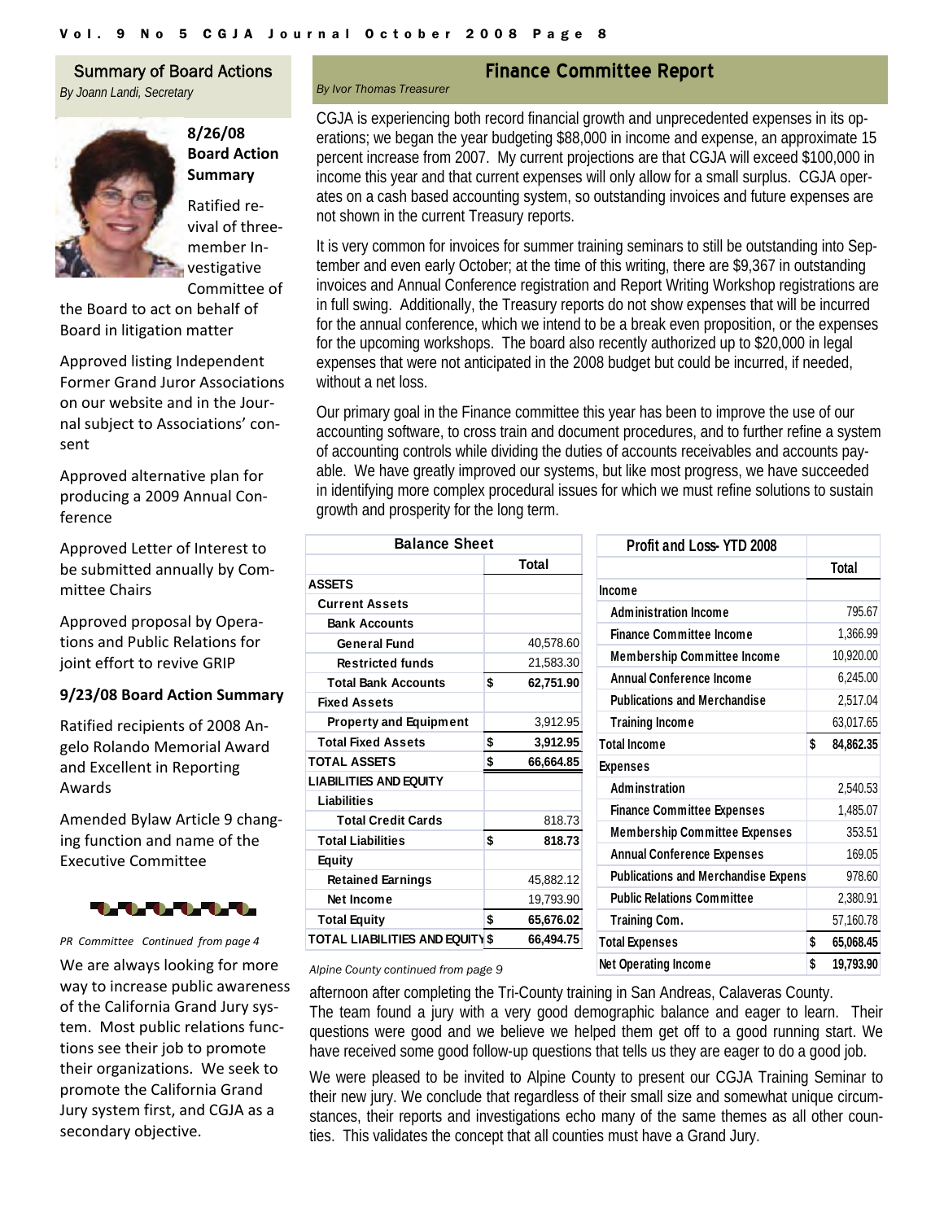## Summary of Board Actions

*By Joann Landi, Secretary*

**8/26/08 Board Action Summary**

Ratified revival of three-member Investigative Committee of the Board to act on behalf of Board in litigation matter

Approved listing Independent Former Grand Juror Associations on our website and in the Journal subject to Associations' consent

Approved alternative plan for producing a 2009 Annual Conference

Approved Letter of Interest to be submitted annually by Committee Chairs

Approved proposal by Operations and Public Relations for joint effort to revive GRIP

**9/23/08 Board Action Summary**

Ratified recipients of 2008 Angelo Rolando Memorial Award and Excellent in Reporting Awards

Amended Bylaw Article 9 changing function and name of the Executive Committee

*PR Committee Continued from page 4*

We are always looking for more way to increase public awareness of the California Grand Jury system. Most public relations functions see their job to promote their organizations. We seek to promote the California Grand Jury system first, and CGJA as a secondary objective.

## Finance Committee Report

*By Ivor Thomas Treasurer*

CGJA is experiencing both record financial growth and unprecedented expenses in its operations; we began the year budgeting $88,000 in income and expense, an approximate 15 percent increase from 2007. My current projections are that CGJA will exceed $100,000 in income this year and that current expenses will only allow for a small surplus. CGJA operates on a cash based accounting system, so outstanding invoices and future expenses are not shown in the current Treasury reports.

It is very common for invoices for summer training seminars to still be outstanding into September and even early October; at the time of this writing, there are $9,367 in outstanding invoices and Annual Conference registration and Report Writing Workshop registrations are in full swing. Additionally, the Treasury reports do not show expenses that will be incurred for the annual conference, which we intend to be a break even proposition, or the expenses for the upcoming workshops. The board also recently authorized up to $20,000 in legal expenses that were not anticipated in the 2008 budget but could be incurred, if needed, without a net loss.

Our primary goal in the Finance committee this year has been to improve the use of our accounting software, to cross train and document procedures, and to further refine a system of accounting controls while dividing the duties of accounts receivables and accounts payable. We have greatly improved our systems, but like most progress, we have succeeded in identifying more complex procedural issues for which we must refine solutions to sustain growth and prosperity for the long term.

| Balance Sheet | Total |
|---|---|
| **ASSETS** | |
| **Current Assets** | |
| **Bank Accounts** | |
| **General Fund** | 40,578.60 |
| **Restricted funds** | 21,583.30 |
| **Total Bank Accounts** | $ 62,751.90 |
| **Fixed Assets** | |
| **Property and Equipment** | 3,912.95 |
| **Total Fixed Assets** | $ 3,912.95 |
| **TOTAL ASSETS** | $ 66,664.85 |
| **LIABILITIES AND EQUITY** | |
| **Liabilities** | |
| **Total Credit Cards** | 818.73 |
| **Total Liabilities** | $ 818.73 |
| **Equity** | |
| **Retained Earnings** | 45,882.12 |
| **Net Income** | 19,793.90 |
| **Total Equity** | $ 65,676.02 |
| **TOTAL LIABILITIES AND EQUITY** | $ 66,494.75 |

| Profit and Loss- YTD 2008 | Total |
|---|---|
| **Income** | |
| **Administration Income** | 795.67 |
| **Finance Committee Income** | 1,366.99 |
| **Membership Committee Income** | 10,920.00 |
| **Annual Conference Income** | 6,245.00 |
| **Publications and Merchandise** | 2,517.04 |
| **Training Income** | 63,017.65 |
| **Total Income** | $ 84,862.35 |
| **Expenses** | |
| **Adminstration** | 2,540.53 |
| **Finance Committee Expenses** | 1,485.07 |
| **Membership Committee Expenses** | 353.51 |
| **Annual Conference Expenses** | 169.05 |
| **Publications and Merchandise Expens** | 978.60 |
| **Public Relations Committee** | 2,380.91 |
| **Training Com.** | 57,160.78 |
| **Total Expenses** | $ 65,068.45 |
| **Net Operating Income** | $ 19,793.90 |

*Alpine County continued from page 9*

afternoon after completing the Tri-County training in San Andreas, Calaveras County. The team found a jury with a very good demographic balance and eager to learn. Their questions were good and we believe we helped them get off to a good running start. We have received some good follow-up questions that tells us they are eager to do a good job.

We were pleased to be invited to Alpine County to present our CGJA Training Seminar to their new jury. We conclude that regardless of their small size and somewhat unique circumstances, their reports and investigations echo many of the same themes as all other counties. This validates the concept that all counties must have a Grand Jury.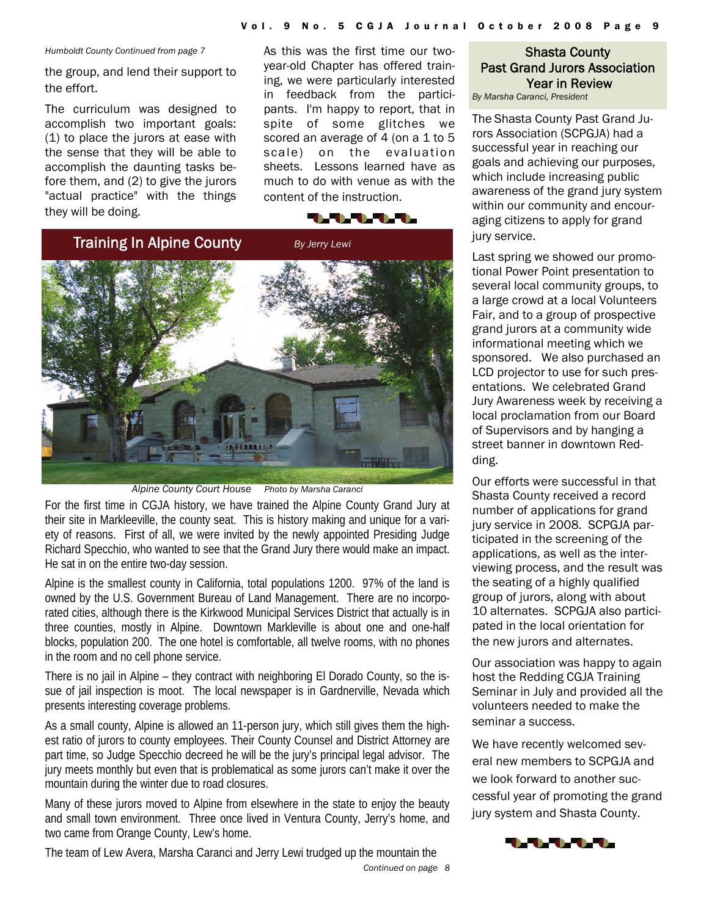*Humboldt County Continued from page 7*

the group, and lend their support to the effort.

The curriculum was designed to accomplish two important goals: (1) to place the jurors at ease with the sense that they will be able to accomplish the daunting tasks before them, and (2) to give the jurors "actual practice" with the things they will be doing.

As this was the first time our two-year-old Chapter has offered training, we were particularly interested in feedback from the participants. I'm happy to report, that in spite of some glitches we scored an average of 4 (on a 1 to 5 scale) on the evaluation sheets. Lessons learned have as much to do with venue as with the content of the instruction.

## Training In Alpine County

*By Jerry Lewi*

*Alpine County Court House* *Photo by Marsha Caranci*

For the first time in CGJA history, we have trained the Alpine County Grand Jury at their site in Markleeville, the county seat. This is history making and unique for a variety of reasons. First of all, we were invited by the newly appointed Presiding Judge Richard Specchio, who wanted to see that the Grand Jury there would make an impact. He sat in on the entire two-day session.

Alpine is the smallest county in California, total populations 1200. 97% of the land is owned by the U.S. Government Bureau of Land Management. There are no incorporated cities, although there is the Kirkwood Municipal Services District that actually is in three counties, mostly in Alpine. Downtown Markleville is about one and one-half blocks, population 200. The one hotel is comfortable, all twelve rooms, with no phones in the room and no cell phone service.

There is no jail in Alpine – they contract with neighboring El Dorado County, so the issue of jail inspection is moot. The local newspaper is in Gardnerville, Nevada which presents interesting coverage problems.

As a small county, Alpine is allowed an 11-person jury, which still gives them the highest ratio of jurors to county employees. Their County Counsel and District Attorney are part time, so Judge Specchio decreed he will be the jury's principal legal advisor. The jury meets monthly but even that is problematical as some jurors can't make it over the mountain during the winter due to road closures.

Many of these jurors moved to Alpine from elsewhere in the state to enjoy the beauty and small town environment. Three once lived in Ventura County, Jerry's home, and two came from Orange County, Lew's home.

The team of Lew Avera, Marsha Caranci and Jerry Lewi trudged up the mountain the

*Continued on page 8*

## Shasta County Past Grand Jurors Association Year in Review

*By Marsha Caranci, President*

The Shasta County Past Grand Jurors Association (SCPGJA) had a successful year in reaching our goals and achieving our purposes, which include increasing public awareness of the grand jury system within our community and encouraging citizens to apply for grand jury service.

Last spring we showed our promotional Power Point presentation to several local community groups, to a large crowd at a local Volunteers Fair, and to a group of prospective grand jurors at a community wide informational meeting which we sponsored. We also purchased an LCD projector to use for such presentations. We celebrated Grand Jury Awareness week by receiving a local proclamation from our Board of Supervisors and by hanging a street banner in downtown Redding.

Our efforts were successful in that Shasta County received a record number of applications for grand jury service in 2008. SCPGJA participated in the screening of the applications, as well as the interviewing process, and the result was the seating of a highly qualified group of jurors, along with about 10 alternates. SCPGJA also participated in the local orientation for the new jurors and alternates.

Our association was happy to again host the Redding CGJA Training Seminar in July and provided all the volunteers needed to make the seminar a success.

We have recently welcomed several new members to SCPGJA and we look forward to another successful year of promoting the grand jury system and Shasta County.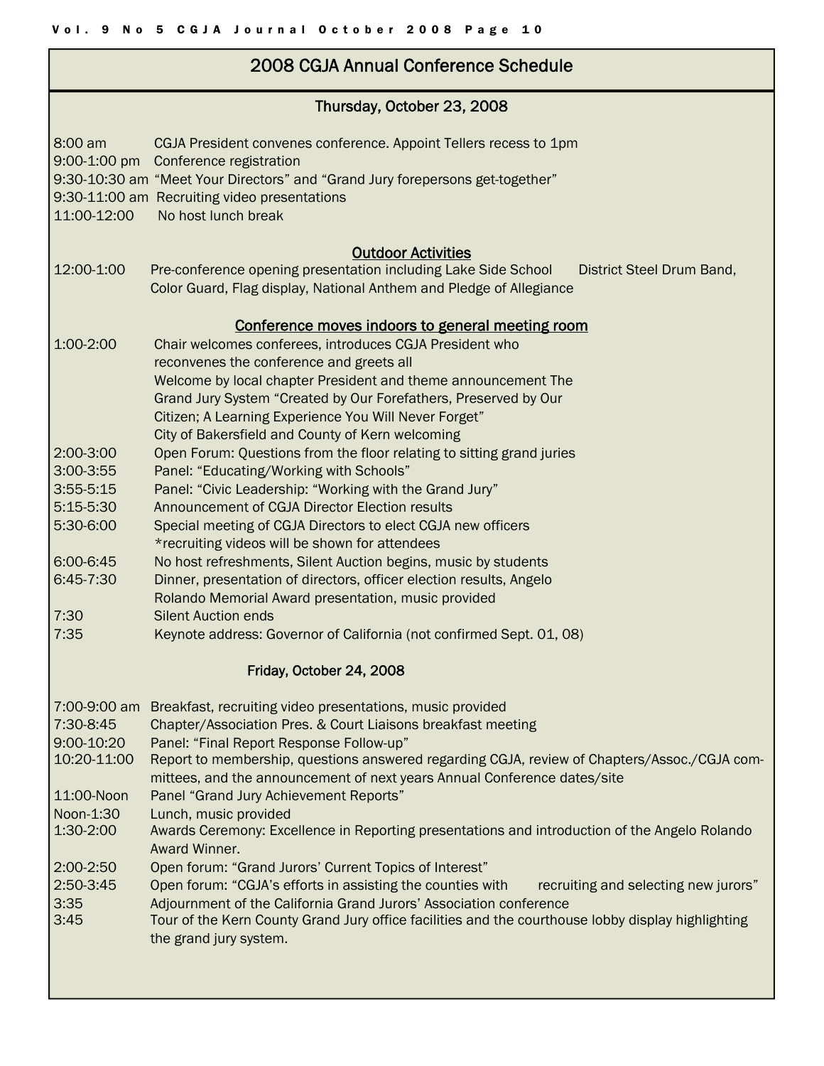# 2008 CGJA Annual Conference Schedule

## Thursday, October 23, 2008

| | |
|---|---|
| 8:00 am | CGJA President convenes conference. Appoint Tellers recess to 1pm |
| 9:00-1:00 pm | Conference registration |
| 9:30-10:30 am | "Meet Your Directors" and "Grand Jury forepersons get-together" |
| 9:30-11:00 am | Recruiting video presentations |
| 11:00-12:00 | No host lunch break |

### Outdoor Activities

| | |
|---|---|
| 12:00-1:00 | Pre-conference opening presentation including Lake Side School District Steel Drum Band, Color Guard, Flag display, National Anthem and Pledge of Allegiance |

### Conference moves indoors to general meeting room

| | |
|---|---|
| 1:00-2:00 | Chair welcomes conferees, introduces CGJA President who reconvenes the conference and greets all<br>Welcome by local chapter President and theme announcement The Grand Jury System "Created by Our Forefathers, Preserved by Our Citizen; A Learning Experience You Will Never Forget"<br>City of Bakersfield and County of Kern welcoming |
| 2:00-3:00 | Open Forum: Questions from the floor relating to sitting grand juries |
| 3:00-3:55 | Panel: "Educating/Working with Schools" |
| 3:55-5:15 | Panel: "Civic Leadership: "Working with the Grand Jury" |
| 5:15-5:30 | Announcement of CGJA Director Election results |
| 5:30-6:00 | Special meeting of CGJA Directors to elect CGJA new officers<br>*recruiting videos will be shown for attendees |
| 6:00-6:45 | No host refreshments, Silent Auction begins, music by students |
| 6:45-7:30 | Dinner, presentation of directors, officer election results, Angelo Rolando Memorial Award presentation, music provided |
| 7:30 | Silent Auction ends |
| 7:35 | Keynote address: Governor of California (not confirmed Sept. 01, 08) |

## Friday, October 24, 2008

| | |
|---|---|
| 7:00-9:00 am | Breakfast, recruiting video presentations, music provided |
| 7:30-8:45 | Chapter/Association Pres. & Court Liaisons breakfast meeting |
| 9:00-10:20 | Panel: "Final Report Response Follow-up" |
| 10:20-11:00 | Report to membership, questions answered regarding CGJA, review of Chapters/Assoc./CGJA committees, and the announcement of next years Annual Conference dates/site |
| 11:00-Noon | Panel "Grand Jury Achievement Reports" |
| Noon-1:30 | Lunch, music provided |
| 1:30-2:00 | Awards Ceremony: Excellence in Reporting presentations and introduction of the Angelo Rolando Award Winner. |
| 2:00-2:50 | Open forum: "Grand Jurors' Current Topics of Interest" |
| 2:50-3:45 | Open forum: "CGJA's efforts in assisting the counties with recruiting and selecting new jurors" |
| 3:35 | Adjournment of the California Grand Jurors' Association conference |
| 3:45 | Tour of the Kern County Grand Jury office facilities and the courthouse lobby display highlighting the grand jury system. |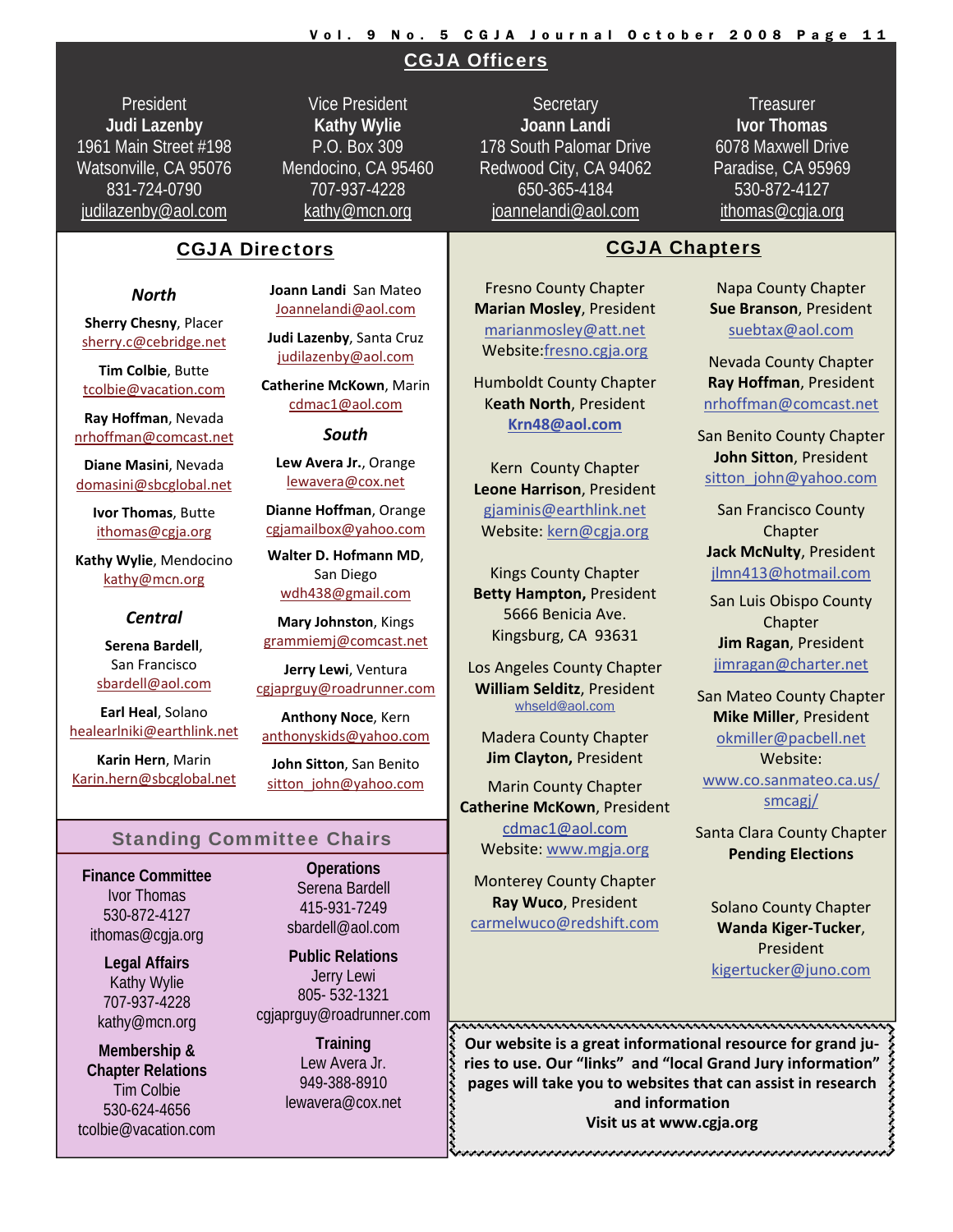## CGJA Officers

**President**
**Judi Lazenby**
1961 Main Street #198
Watsonville, CA 95076
831-724-0790
judilazenby@aol.com

**Vice President**
**Kathy Wylie**
P.O. Box 309
Mendocino, CA 95460
707-937-4228
kathy@mcn.org

**Secretary**
**Joann Landi**
178 South Palomar Drive
Redwood City, CA 94062
650-365-4184
joannelandi@aol.com

**Treasurer**
**Ivor Thomas**
6078 Maxwell Drive
Paradise, CA 95969
530-872-4127
ithomas@cgja.org

## CGJA Directors

### *North*

**Sherry Chesny**, Placer
sherry.c@cebridge.net

**Tim Colbie**, Butte
tcolbie@vacation.com

**Ray Hoffman**, Nevada
nrhoffman@comcast.net

**Diane Masini**, Nevada
domasini@sbcglobal.net

**Ivor Thomas**, Butte
ithomas@cgja.org

**Kathy Wylie**, Mendocino
kathy@mcn.org

### *Central*

**Serena Bardell**, San Francisco
sbardell@aol.com

**Earl Heal**, Solano
healearlniki@earthlink.net

**Karin Hern**, Marin
Karin.hern@sbcglobal.net

**Joann Landi** San Mateo
Joannelandi@aol.com

**Judi Lazenby**, Santa Cruz
judilazenby@aol.com

**Catherine McKown**, Marin
cdmac1@aol.com

### *South*

**Lew Avera Jr.**, Orange
lewavera@cox.net

**Dianne Hoffman**, Orange
cgjamailbox@yahoo.com

**Walter D. Hofmann MD**, San Diego
wdh438@gmail.com

**Mary Johnston**, Kings
grammiemj@comcast.net

**Jerry Lewi**, Ventura
cgjaprguy@roadrunner.com

**Anthony Noce**, Kern
anthonyskids@yahoo.com

**John Sitton**, San Benito
sitton_john@yahoo.com

## Standing Committee Chairs

**Finance Committee**
Ivor Thomas
530-872-4127
ithomas@cgja.org

**Legal Affairs**
Kathy Wylie
707-937-4228
kathy@mcn.org

**Membership & Chapter Relations**
Tim Colbie
530-624-4656
tcolbie@vacation.com

**Operations**
Serena Bardell
415-931-7249
sbardell@aol.com

**Public Relations**
Jerry Lewi
805- 532-1321
cgjaprguy@roadrunner.com

**Training**
Lew Avera Jr.
949-388-8910
lewavera@cox.net

## CGJA Chapters

Fresno County Chapter
**Marian Mosley**, President
marianmosley@att.net
Website: fresno.cgja.org

Humboldt County Chapter
**Keath North**, President
**Krn48@aol.com**

Kern County Chapter
**Leone Harrison**, President
gjaminis@earthlink.net
Website: kern@cgja.org

Kings County Chapter
**Betty Hampton,** President
5666 Benicia Ave.
Kingsburg, CA 93631

Los Angeles County Chapter
**William Selditz**, President
whseld@aol.com

Madera County Chapter
**Jim Clayton,** President

Marin County Chapter
**Catherine McKown**, President
cdmac1@aol.com
Website: www.mgja.org

Monterey County Chapter
**Ray Wuco**, President
carmelwuco@redshift.com

Napa County Chapter
**Sue Branson**, President
suebtax@aol.com

Nevada County Chapter
**Ray Hoffman**, President
nrhoffman@comcast.net

San Benito County Chapter
**John Sitton**, President
sitton_john@yahoo.com

San Francisco County Chapter
**Jack McNulty**, President
jlmn413@hotmail.com

San Luis Obispo County Chapter
**Jim Ragan**, President
jimragan@charter.net

San Mateo County Chapter
**Mike Miller**, President
okmiller@pacbell.net
Website: www.co.sanmateo.ca.us/smcagj/

Santa Clara County Chapter
**Pending Elections**

Solano County Chapter
**Wanda Kiger-Tucker**, President
kigertucker@juno.com

**Our website is a great informational resource for grand juries to use. Our "links" and "local Grand Jury information" pages will take you to websites that can assist in research and information**
**Visit us at www.cgja.org**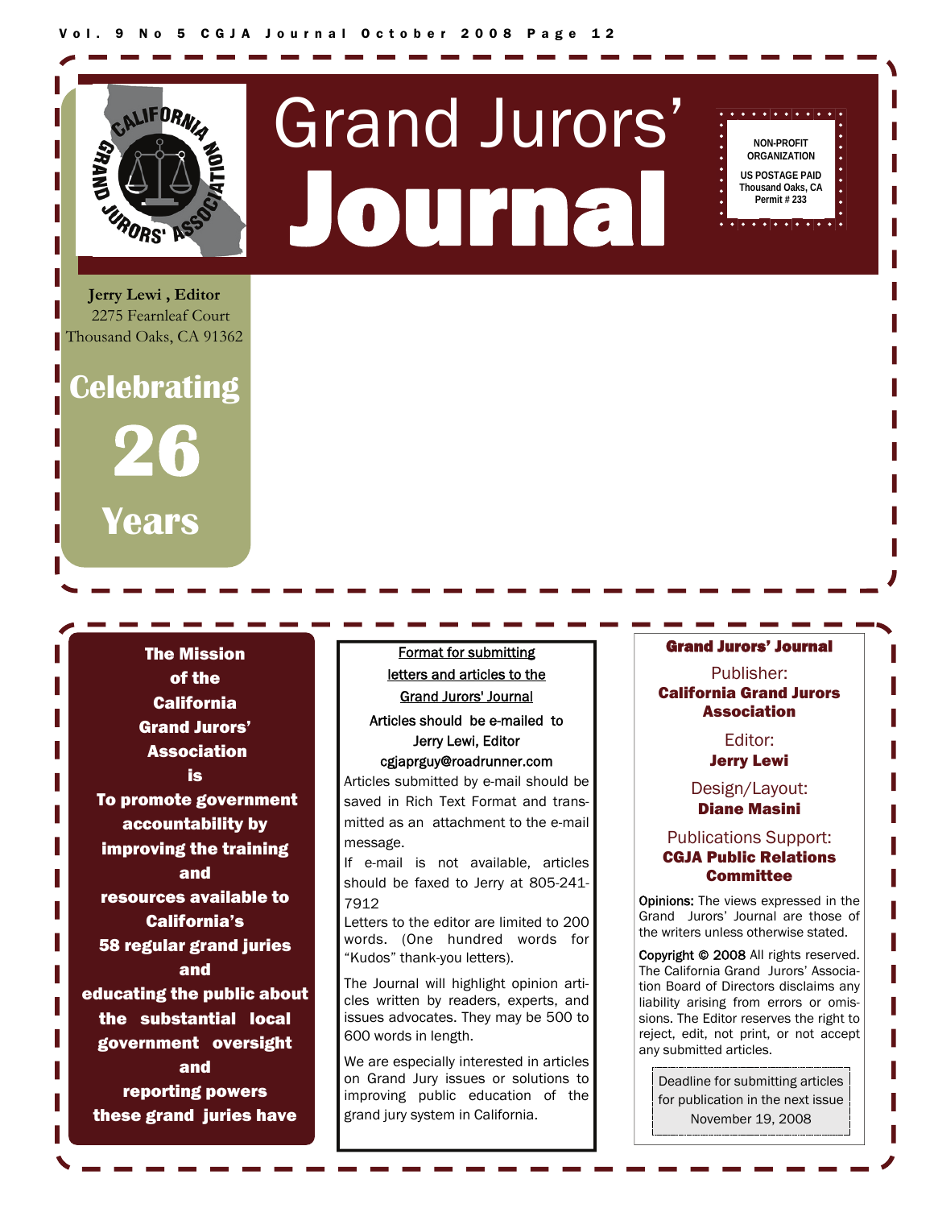# Grand Jurors' Journal

NON-PROFIT ORGANIZATION

US POSTAGE PAID
Thousand Oaks, CA
Permit # 233

**Jerry Lewi , Editor**
2275 Fearnleaf Court
Thousand Oaks, CA 91362

**Celebrating 26 Years**

**The Mission of the California Grand Jurors' Association is To promote government accountability by improving the training and resources available to California's 58 regular grand juries and educating the public about the substantial local government oversight and reporting powers these grand juries have**

## Format for submitting letters and articles to the Grand Jurors' Journal

Articles should be e-mailed to Jerry Lewi, Editor
cgjaprguy@roadrunner.com

Articles submitted by e-mail should be saved in Rich Text Format and transmitted as an attachment to the e-mail message.

If e-mail is not available, articles should be faxed to Jerry at 805-241-7912

Letters to the editor are limited to 200 words. (One hundred words for "Kudos" thank-you letters).

The Journal will highlight opinion articles written by readers, experts, and issues advocates. They may be 500 to 600 words in length.

We are especially interested in articles on Grand Jury issues or solutions to improving public education of the grand jury system in California.

## Grand Jurors' Journal

Publisher:
**California Grand Jurors Association**

Editor:
**Jerry Lewi**

Design/Layout:
**Diane Masini**

Publications Support:
**CGJA Public Relations Committee**

**Opinions:** The views expressed in the Grand Jurors' Journal are those of the writers unless otherwise stated.

**Copyright © 2008** All rights reserved. The California Grand Jurors' Association Board of Directors disclaims any liability arising from errors or omissions. The Editor reserves the right to reject, edit, not print, or not accept any submitted articles.

Deadline for submitting articles for publication in the next issue November 19, 2008